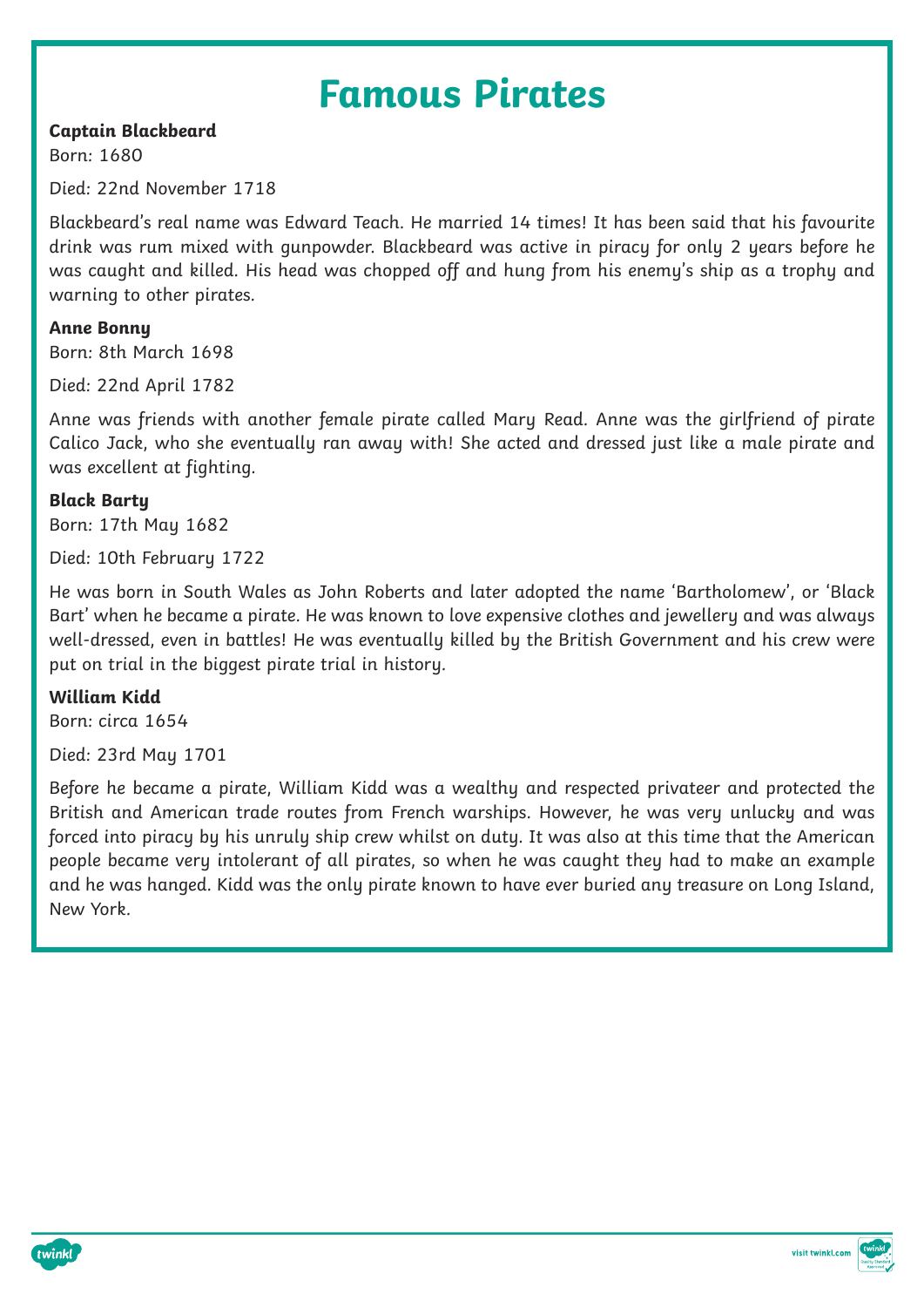# Famous Pirates

**Captain Blackbeard**

Born: 1680

Died: 22nd November 1718

Blackbeard's real name was Edward Teach. He married 14 times! It has been said that his favourite drink was rum mixed with gunpowder. Blackbeard was active in piracy for only 2 years before he was caught and killed. His head was chopped off and hung from his enemy's ship as a trophy and warning to other pirates.

**Anne Bonny**

Born: 8th March 1698

Died: 22nd April 1782

Anne was friends with another female pirate called Mary Read. Anne was the girlfriend of pirate Calico Jack, who she eventually ran away with! She acted and dressed just like a male pirate and was excellent at fighting.

**Black Barty**

Born: 17th May 1682

Died: 10th February 1722

He was born in South Wales as John Roberts and later adopted the name 'Bartholomew', or 'Black Bart' when he became a pirate. He was known to love expensive clothes and jewellery and was always well-dressed, even in battles! He was eventually killed by the British Government and his crew were put on trial in the biggest pirate trial in history.

**William Kidd**

Born: circa 1654

Died: 23rd May 1701

Before he became a pirate, William Kidd was a wealthy and respected privateer and protected the British and American trade routes from French warships. However, he was very unlucky and was forced into piracy by his unruly ship crew whilst on duty. It was also at this time that the American people became very intolerant of all pirates, so when he was caught they had to make an example and he was hanged. Kidd was the only pirate known to have ever buried any treasure on Long Island, New York.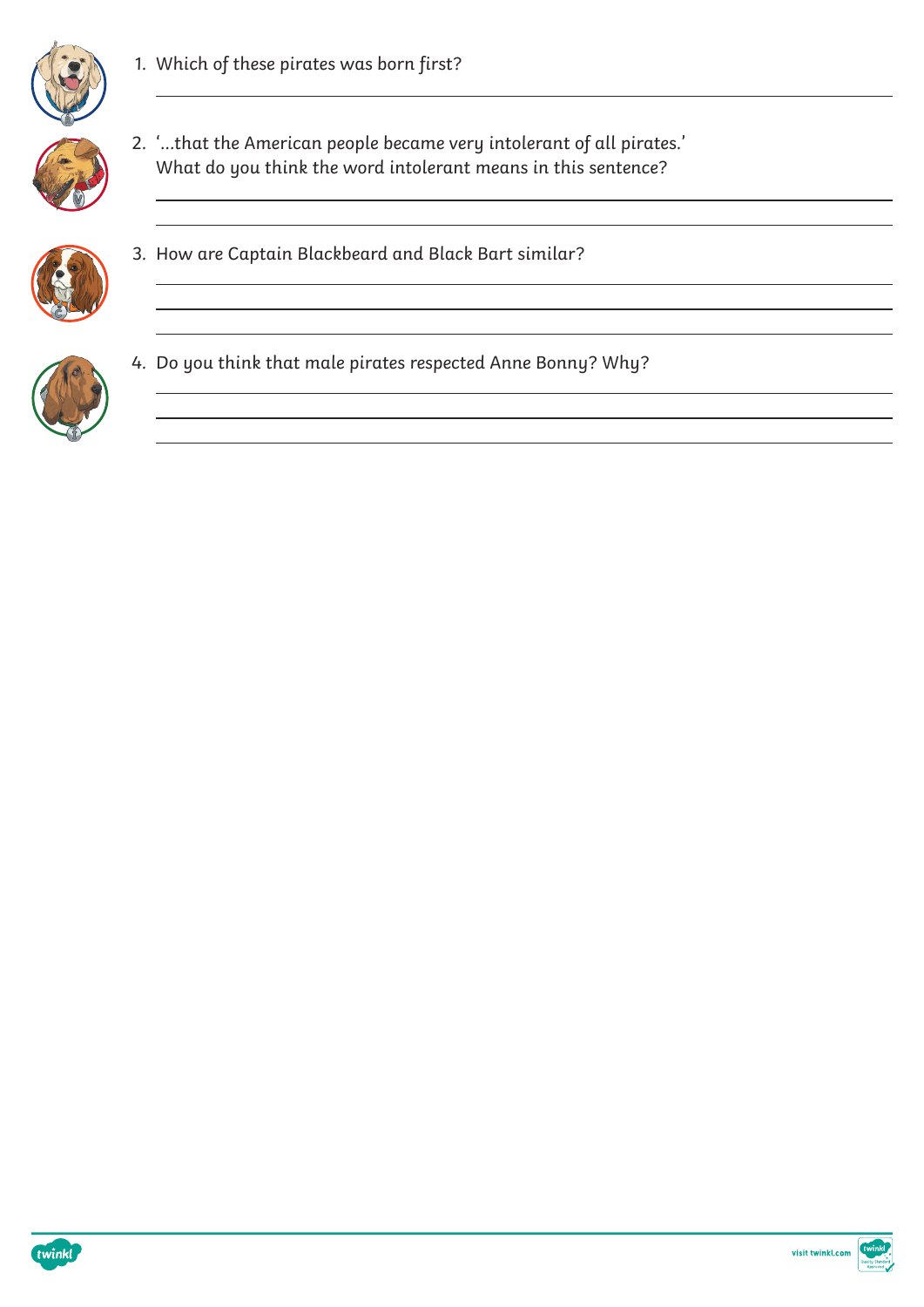1. Which of these pirates was born first?

2. '...that the American people became very intolerant of all pirates.'
   What do you think the word intolerant means in this sentence?

3. How are Captain Blackbeard and Black Bart similar?

4. Do you think that male pirates respected Anne Bonny? Why?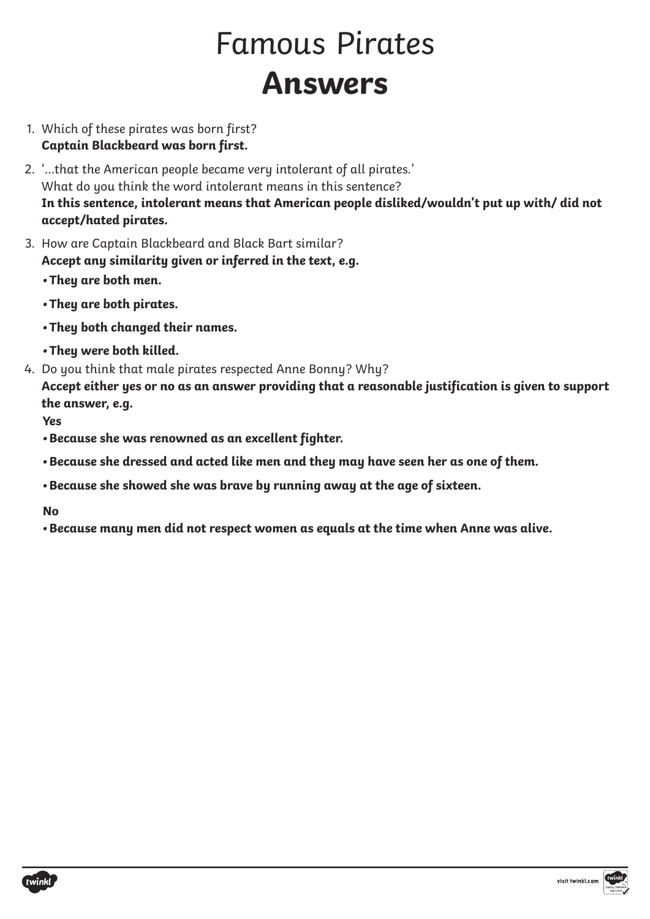# Famous Pirates
# **Answers**

1. Which of these pirates was born first?
   **Captain Blackbeard was born first.**

2. '...that the American people became very intolerant of all pirates.'
   What do you think the word intolerant means in this sentence?
   **In this sentence, intolerant means that American people disliked/wouldn't put up with/ did not accept/hated pirates.**

3. How are Captain Blackbeard and Black Bart similar?
   **Accept any similarity given or inferred in the text, e.g.**
   - ***They are both men.***
   - ***They are both pirates.***
   - ***They both changed their names.***
   - ***They were both killed.***

4. Do you think that male pirates respected Anne Bonny? Why?
   **Accept either yes or no as an answer providing that a reasonable justification is given to support the answer, e.g.**

   **Yes**
   - ***Because she was renowned as an excellent fighter.***
   - ***Because she dressed and acted like men and they may have seen her as one of them.***
   - ***Because she showed she was brave by running away at the age of sixteen.***

   **No**
   - ***Because many men did not respect women as equals at the time when Anne was alive.***